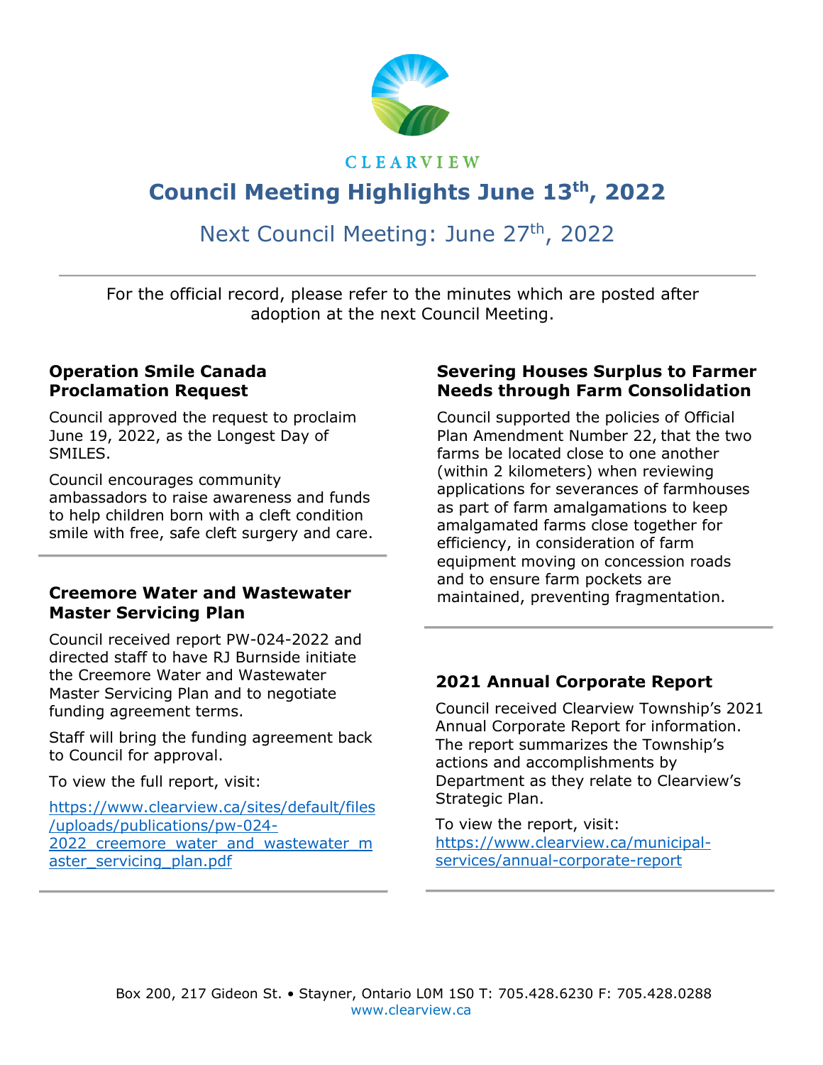CLEARVIEW

# Council Meeting Highlights June 13th, 2022

## Next Council Meeting: June 27th, 2022

For the official record, please refer to the minutes which are posted after adoption at the next Council Meeting.

### Operation Smile Canada Proclamation Request

Council approved the request to proclaim June 19, 2022, as the Longest Day of SMILES.

Council encourages community ambassadors to raise awareness and funds to help children born with a cleft condition smile with free, safe cleft surgery and care.

### Creemore Water and Wastewater Master Servicing Plan

Council received report PW-024-2022 and directed staff to have RJ Burnside initiate the Creemore Water and Wastewater Master Servicing Plan and to negotiate funding agreement terms.

Staff will bring the funding agreement back to Council for approval.

To view the full report, visit:

https://www.clearview.ca/sites/default/files/uploads/publications/pw-024-2022_creemore_water_and_wastewater_master_servicing_plan.pdf

### Severing Houses Surplus to Farmer Needs through Farm Consolidation

Council supported the policies of Official Plan Amendment Number 22, that the two farms be located close to one another (within 2 kilometers) when reviewing applications for severances of farmhouses as part of farm amalgamations to keep amalgamated farms close together for efficiency, in consideration of farm equipment moving on concession roads and to ensure farm pockets are maintained, preventing fragmentation.

### 2021 Annual Corporate Report

Council received Clearview Township's 2021 Annual Corporate Report for information. The report summarizes the Township's actions and accomplishments by Department as they relate to Clearview's Strategic Plan.

To view the report, visit: https://www.clearview.ca/municipal-services/annual-corporate-report

Box 200, 217 Gideon St. • Stayner, Ontario L0M 1S0 T: 705.428.6230 F: 705.428.0288
www.clearview.ca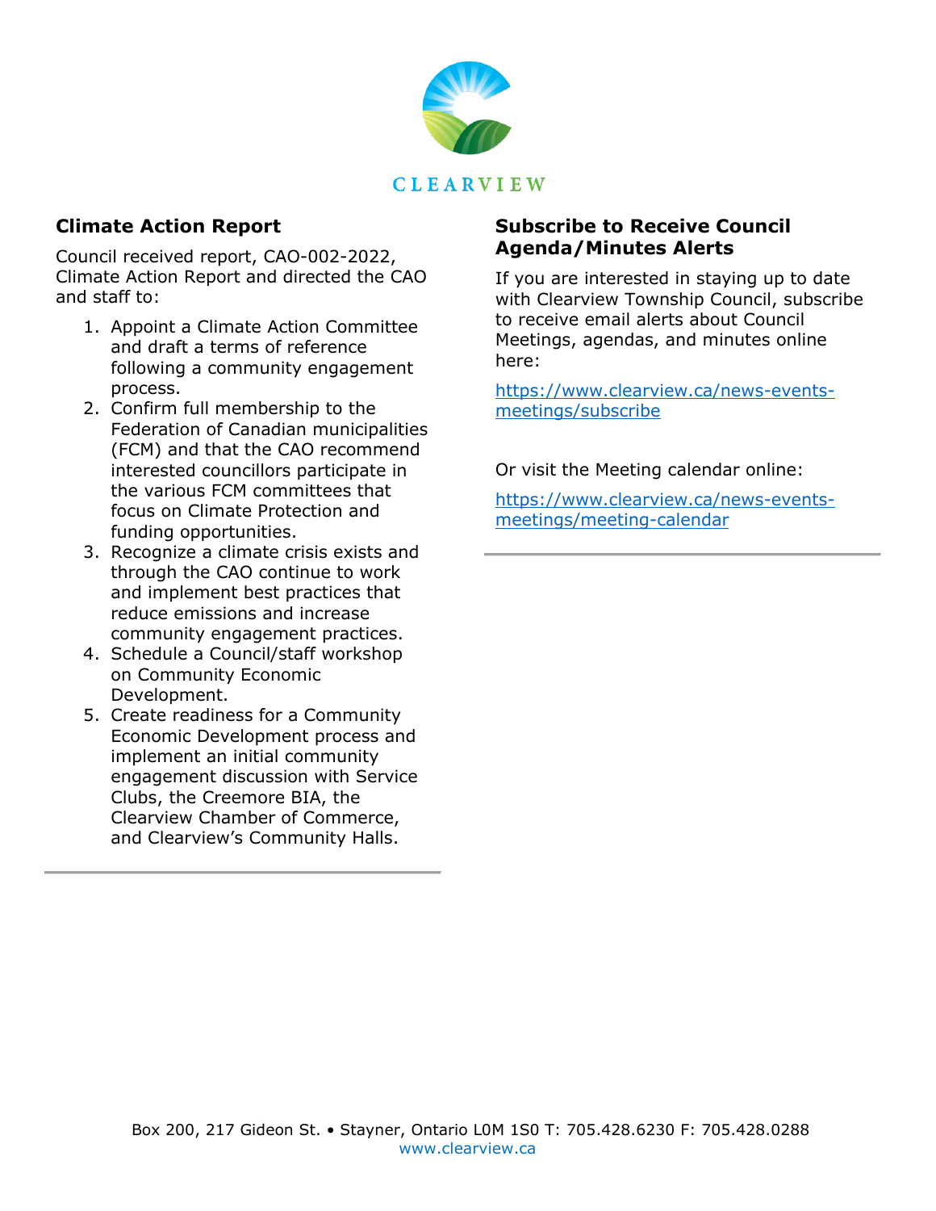CLEARVIEW

## Climate Action Report

Council received report, CAO-002-2022, Climate Action Report and directed the CAO and staff to:

1. Appoint a Climate Action Committee and draft a terms of reference following a community engagement process.
2. Confirm full membership to the Federation of Canadian municipalities (FCM) and that the CAO recommend interested councillors participate in the various FCM committees that focus on Climate Protection and funding opportunities.
3. Recognize a climate crisis exists and through the CAO continue to work and implement best practices that reduce emissions and increase community engagement practices.
4. Schedule a Council/staff workshop on Community Economic Development.
5. Create readiness for a Community Economic Development process and implement an initial community engagement discussion with Service Clubs, the Creemore BIA, the Clearview Chamber of Commerce, and Clearview's Community Halls.

## Subscribe to Receive Council Agenda/Minutes Alerts

If you are interested in staying up to date with Clearview Township Council, subscribe to receive email alerts about Council Meetings, agendas, and minutes online here:

https://www.clearview.ca/news-events-meetings/subscribe

Or visit the Meeting calendar online:

https://www.clearview.ca/news-events-meetings/meeting-calendar

Box 200, 217 Gideon St. • Stayner, Ontario L0M 1S0 T: 705.428.6230 F: 705.428.0288
www.clearview.ca